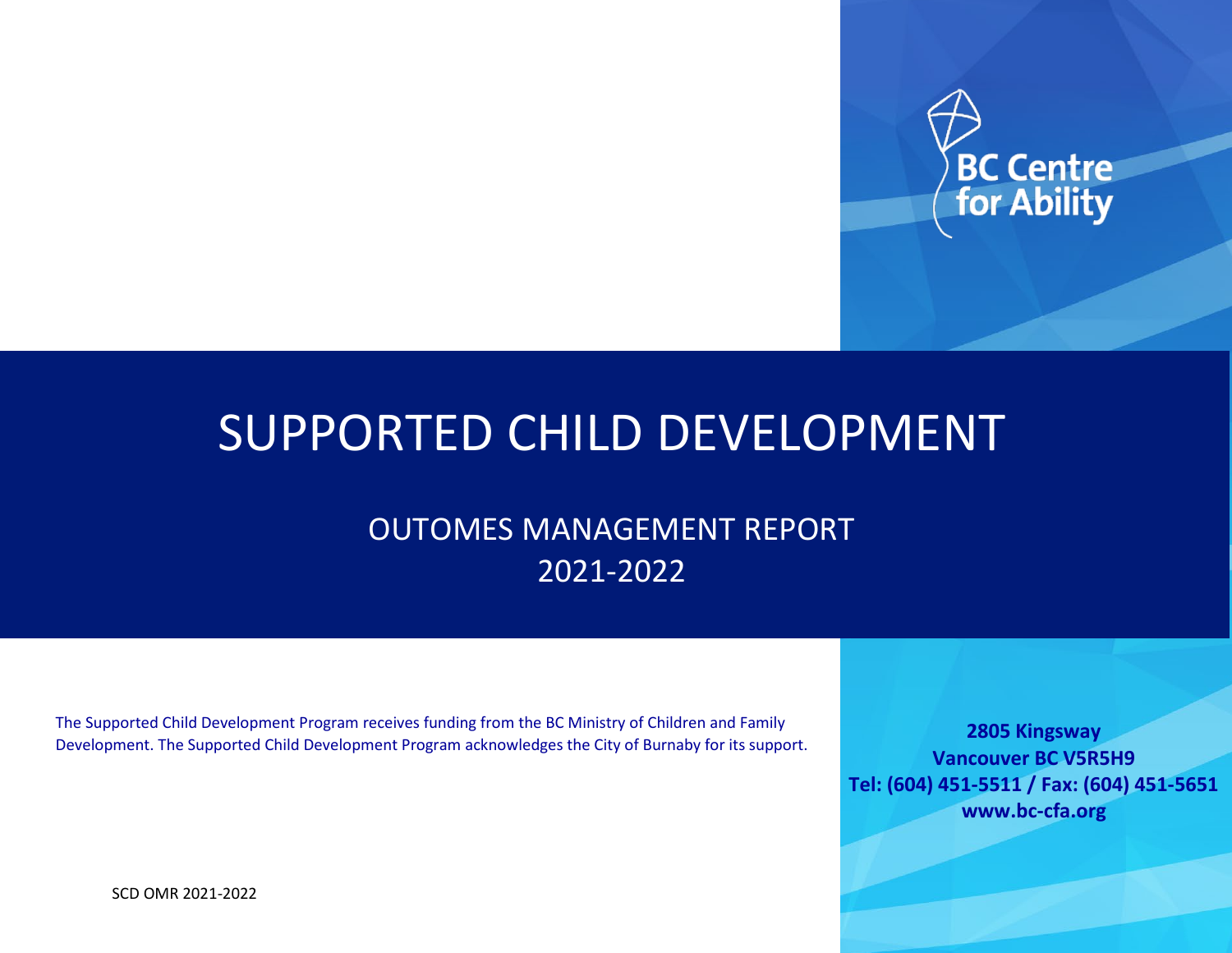BC Centre for Ability

# SUPPORTED CHILD DEVELOPMENT

## OUTOMES MANAGEMENT REPORT 2021-2022

The Supported Child Development Program receives funding from the BC Ministry of Children and Family Development. The Supported Child Development Program acknowledges the City of Burnaby for its support.

**2805 Kingsway**
**Vancouver BC V5R5H9**
**Tel: (604) 451-5511 / Fax: (604) 451-5651**
**www.bc-cfa.org**

SCD OMR 2021-2022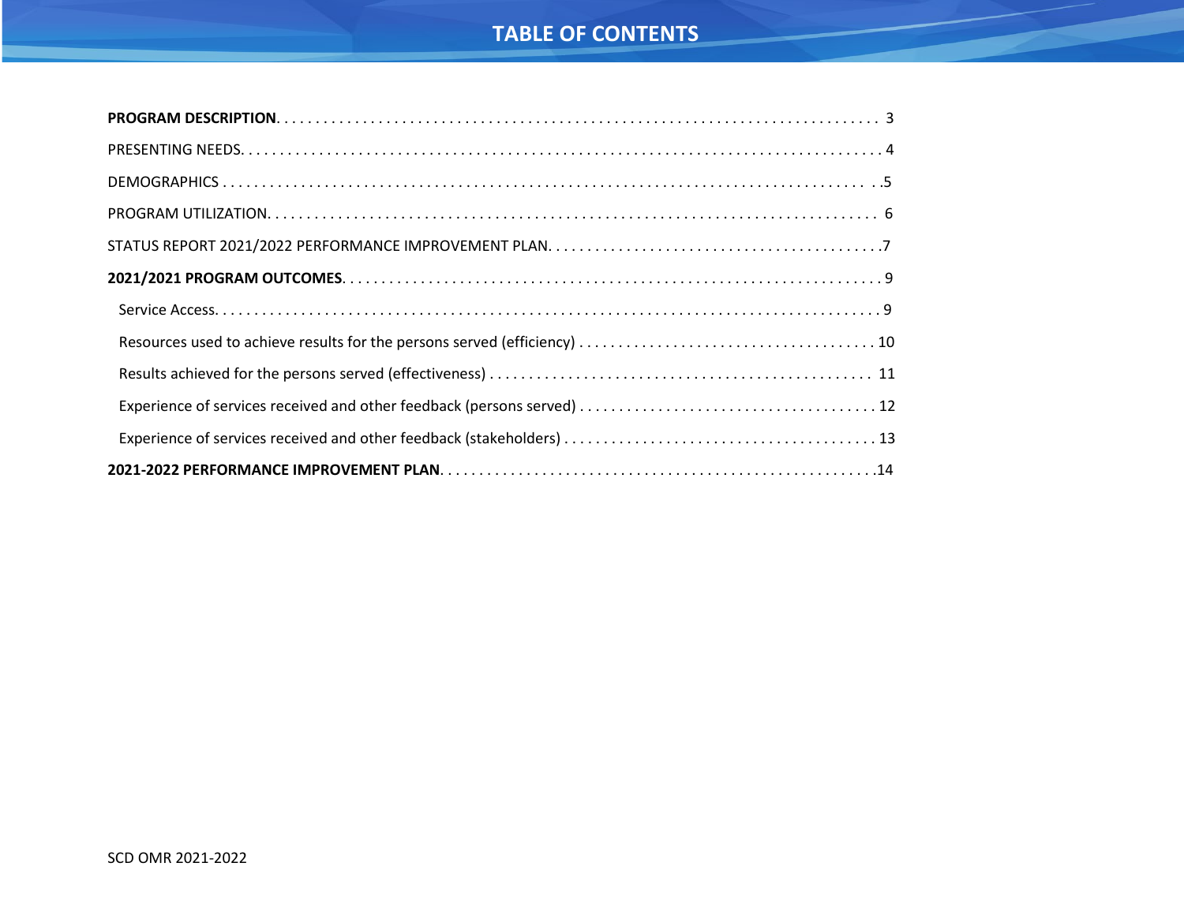# TABLE OF CONTENTS

**PROGRAM DESCRIPTION** . . . . . . . . . . . . . . . . . . . . . . . . . . . . . . . . . . . . . . . . . . . . . . . . . . . . . . . . . . . . . . . . . . . . . . . . . . 3

PRESENTING NEEDS . . . . . . . . . . . . . . . . . . . . . . . . . . . . . . . . . . . . . . . . . . . . . . . . . . . . . . . . . . . . . . . . . . . . . . . . . . . . 4

DEMOGRAPHICS . . . . . . . . . . . . . . . . . . . . . . . . . . . . . . . . . . . . . . . . . . . . . . . . . . . . . . . . . . . . . . . . . . . . . . . . . . . . . .5

PROGRAM UTILIZATION . . . . . . . . . . . . . . . . . . . . . . . . . . . . . . . . . . . . . . . . . . . . . . . . . . . . . . . . . . . . . . . . . . . . . . . 6

STATUS REPORT 2021/2022 PERFORMANCE IMPROVEMENT PLAN . . . . . . . . . . . . . . . . . . . . . . . . . . . . . . . . . . . . . . . . .7

**2021/2021 PROGRAM OUTCOMES** . . . . . . . . . . . . . . . . . . . . . . . . . . . . . . . . . . . . . . . . . . . . . . . . . . . . . . . . . . . . . . . . 9

- Service Access . . . . . . . . . . . . . . . . . . . . . . . . . . . . . . . . . . . . . . . . . . . . . . . . . . . . . . . . . . . . . . . . . . . . . . . . . . . . . 9
- Resources used to achieve results for the persons served (efficiency) . . . . . . . . . . . . . . . . . . . . . . . . . . . . . . . . . . . . . . 10
- Results achieved for the persons served (effectiveness) . . . . . . . . . . . . . . . . . . . . . . . . . . . . . . . . . . . . . . . . . . . . . . . . 11
- Experience of services received and other feedback (persons served) . . . . . . . . . . . . . . . . . . . . . . . . . . . . . . . . . . . . . 12
- Experience of services received and other feedback (stakeholders) . . . . . . . . . . . . . . . . . . . . . . . . . . . . . . . . . . . . . . . 13

**2021-2022 PERFORMANCE IMPROVEMENT PLAN** . . . . . . . . . . . . . . . . . . . . . . . . . . . . . . . . . . . . . . . . . . . . . . . . . . . .14

SCD OMR 2021-2022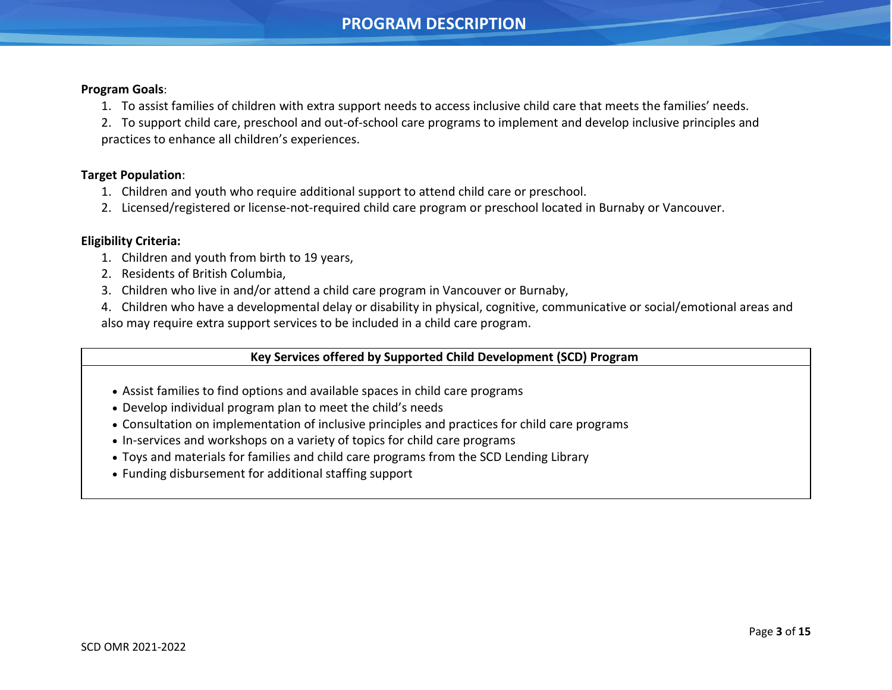# PROGRAM DESCRIPTION

**Program Goals**:

1. To assist families of children with extra support needs to access inclusive child care that meets the families' needs.
2. To support child care, preschool and out-of-school care programs to implement and develop inclusive principles and practices to enhance all children's experiences.

**Target Population**:

1. Children and youth who require additional support to attend child care or preschool.
2. Licensed/registered or license-not-required child care program or preschool located in Burnaby or Vancouver.

**Eligibility Criteria:**

1. Children and youth from birth to 19 years,
2. Residents of British Columbia,
3. Children who live in and/or attend a child care program in Vancouver or Burnaby,
4. Children who have a developmental delay or disability in physical, cognitive, communicative or social/emotional areas and also may require extra support services to be included in a child care program.

| Key Services offered by Supported Child Development (SCD) Program |
|---|
| • Assist families to find options and available spaces in child care programs<br>• Develop individual program plan to meet the child's needs<br>• Consultation on implementation of inclusive principles and practices for child care programs<br>• In-services and workshops on a variety of topics for child care programs<br>• Toys and materials for families and child care programs from the SCD Lending Library<br>• Funding disbursement for additional staffing support |

SCD OMR 2021-2022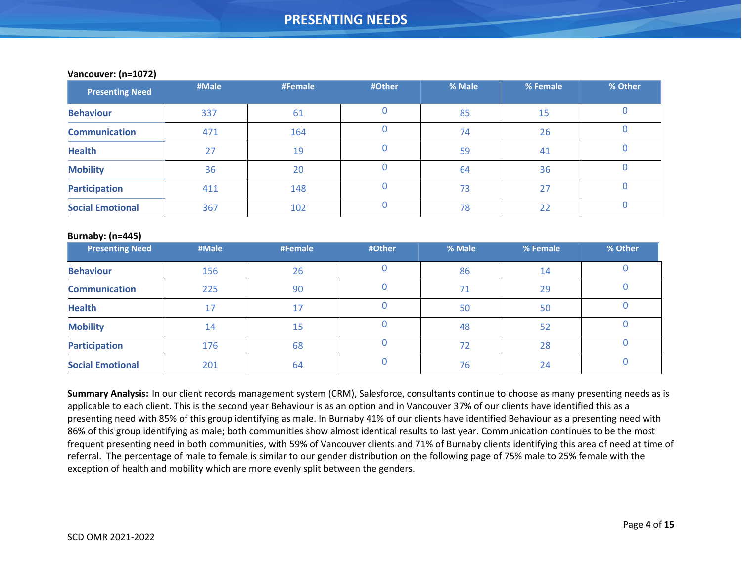# PRESENTING NEEDS

**Vancouver: (n=1072)**

| Presenting Need | #Male | #Female | #Other | % Male | % Female | % Other |
|---|---|---|---|---|---|---|
| **Behaviour** | 337 | 61 | 0 | 85 | 15 | 0 |
| **Communication** | 471 | 164 | 0 | 74 | 26 | 0 |
| **Health** | 27 | 19 | 0 | 59 | 41 | 0 |
| **Mobility** | 36 | 20 | 0 | 64 | 36 | 0 |
| **Participation** | 411 | 148 | 0 | 73 | 27 | 0 |
| **Social Emotional** | 367 | 102 | 0 | 78 | 22 | 0 |

**Burnaby: (n=445)**

| Presenting Need | #Male | #Female | #Other | % Male | % Female | % Other |
|---|---|---|---|---|---|---|
| **Behaviour** | 156 | 26 | 0 | 86 | 14 | 0 |
| **Communication** | 225 | 90 | 0 | 71 | 29 | 0 |
| **Health** | 17 | 17 | 0 | 50 | 50 | 0 |
| **Mobility** | 14 | 15 | 0 | 48 | 52 | 0 |
| **Participation** | 176 | 68 | 0 | 72 | 28 | 0 |
| **Social Emotional** | 201 | 64 | 0 | 76 | 24 | 0 |

**Summary Analysis:** In our client records management system (CRM), Salesforce, consultants continue to choose as many presenting needs as is applicable to each client. This is the second year Behaviour is as an option and in Vancouver 37% of our clients have identified this as a presenting need with 85% of this group identifying as male. In Burnaby 41% of our clients have identified Behaviour as a presenting need with 86% of this group identifying as male; both communities show almost identical results to last year. Communication continues to be the most frequent presenting need in both communities, with 59% of Vancouver clients and 71% of Burnaby clients identifying this area of need at time of referral. The percentage of male to female is similar to our gender distribution on the following page of 75% male to 25% female with the exception of health and mobility which are more evenly split between the genders.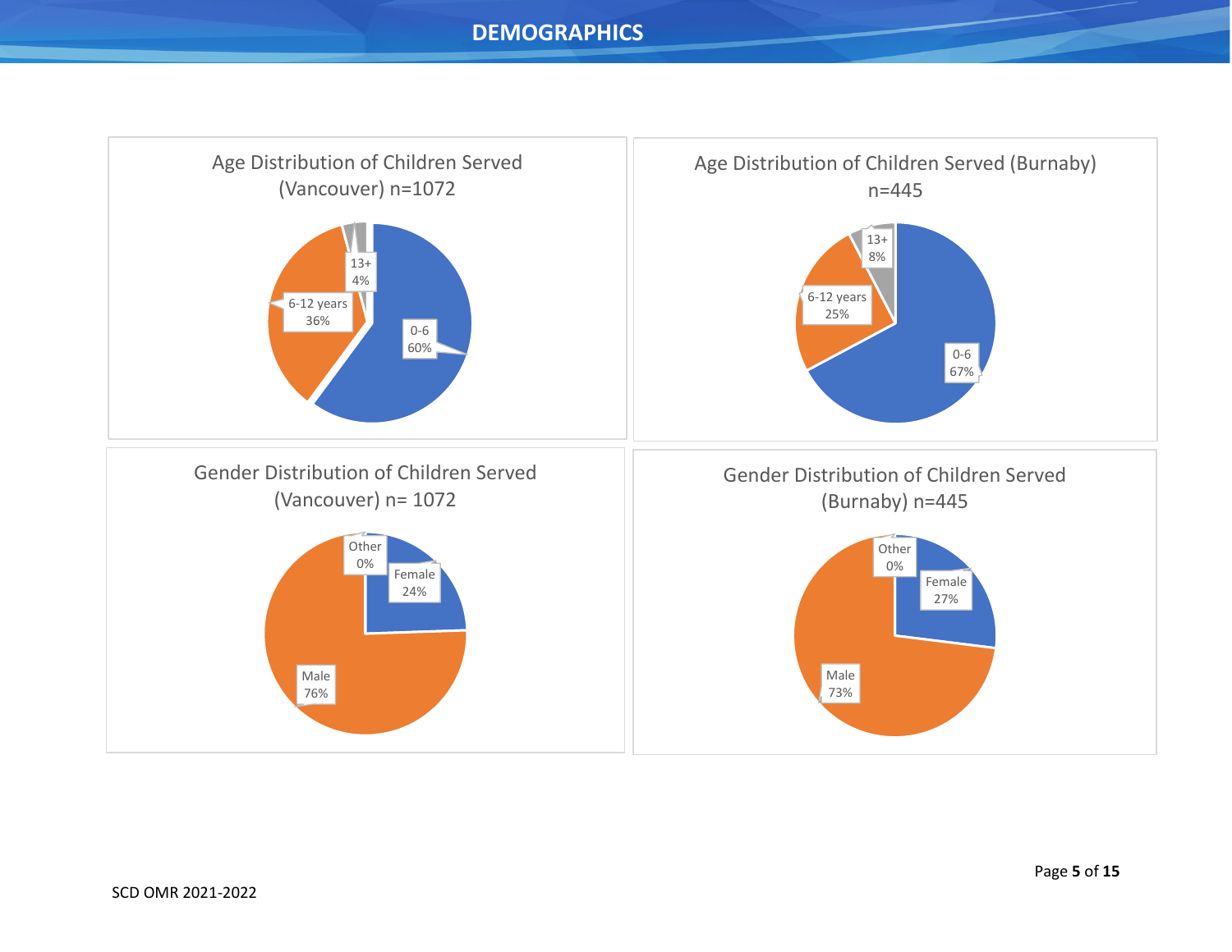# DEMOGRAPHICS

**Age Distribution of Children Served (Vancouver) n=1072**

| Age | Percentage |
|---|---|
| 0-6 | 60% |
| 6-12 years | 36% |
| 13+ | 4% |

**Age Distribution of Children Served (Burnaby) n=445**

| Age | Percentage |
|---|---|
| 0-6 | 67% |
| 6-12 years | 25% |
| 13+ | 8% |

**Gender Distribution of Children Served (Vancouver) n= 1072**

| Gender | Percentage |
|---|---|
| Female | 24% |
| Male | 76% |
| Other | 0% |

**Gender Distribution of Children Served (Burnaby) n=445**

| Gender | Percentage |
|---|---|
| Female | 27% |
| Male | 73% |
| Other | 0% |

SCD OMR 2021-2022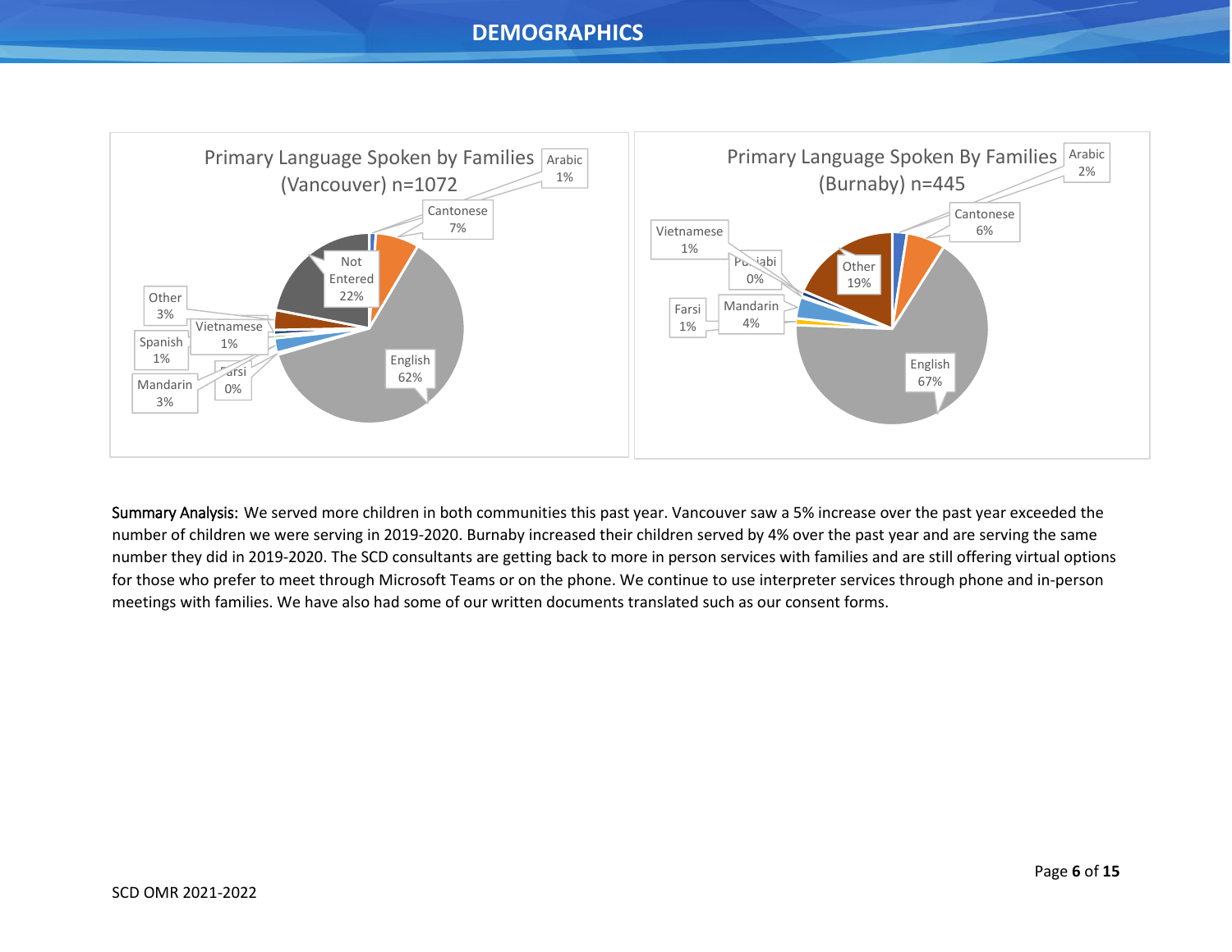## DEMOGRAPHICS

**Primary Language Spoken by Families (Vancouver) n=1072**

| Language | Percentage |
| --- | --- |
| Arabic | 1% |
| Cantonese | 7% |
| English | 62% |
| Farsi | 0% |
| Mandarin | 3% |
| Spanish | 1% |
| Vietnamese | 1% |
| Other | 3% |
| Not Entered | 22% |

**Primary Language Spoken By Families (Burnaby) n=445**

| Language | Percentage |
| --- | --- |
| Arabic | 2% |
| Cantonese | 6% |
| English | 67% |
| Farsi | 1% |
| Mandarin | 4% |
| Punjabi | 0% |
| Vietnamese | 1% |
| Other | 19% |

Summary Analysis: We served more children in both communities this past year. Vancouver saw a 5% increase over the past year exceeded the number of children we were serving in 2019-2020. Burnaby increased their children served by 4% over the past year and are serving the same number they did in 2019-2020. The SCD consultants are getting back to more in person services with families and are still offering virtual options for those who prefer to meet through Microsoft Teams or on the phone. We continue to use interpreter services through phone and in-person meetings with families. We have also had some of our written documents translated such as our consent forms.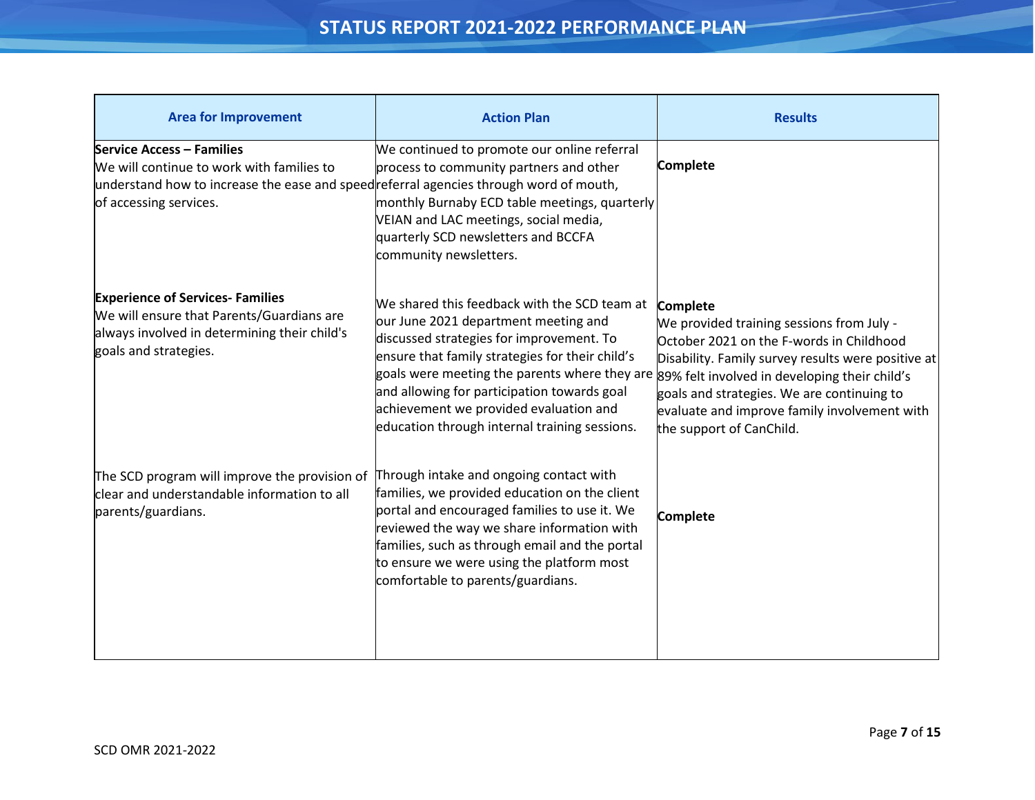# STATUS REPORT 2021-2022 PERFORMANCE PLAN

| Area for Improvement | Action Plan | Results |
|---|---|---|
| **Service Access – Families**<br>We will continue to work with families to understand how to increase the ease and speed of accessing services. | We continued to promote our online referral process to community partners and other referral agencies through word of mouth, monthly Burnaby ECD table meetings, quarterly VEIAN and LAC meetings, social media, quarterly SCD newsletters and BCCFA community newsletters. | **Complete** |
| **Experience of Services- Families**<br>We will ensure that Parents/Guardians are always involved in determining their child's goals and strategies. | We shared this feedback with the SCD team at our June 2021 department meeting and discussed strategies for improvement. To ensure that family strategies for their child's goals were meeting the parents where they are and allowing for participation towards goal achievement we provided evaluation and education through internal training sessions. | **Complete**<br>We provided training sessions from July - October 2021 on the F-words in Childhood Disability. Family survey results were positive at 89% felt involved in developing their child's goals and strategies. We are continuing to evaluate and improve family involvement with the support of CanChild. |
| The SCD program will improve the provision of clear and understandable information to all parents/guardians. | Through intake and ongoing contact with families, we provided education on the client portal and encouraged families to use it. We reviewed the way we share information with families, such as through email and the portal to ensure we were using the platform most comfortable to parents/guardians. | **Complete** |

SCD OMR 2021-2022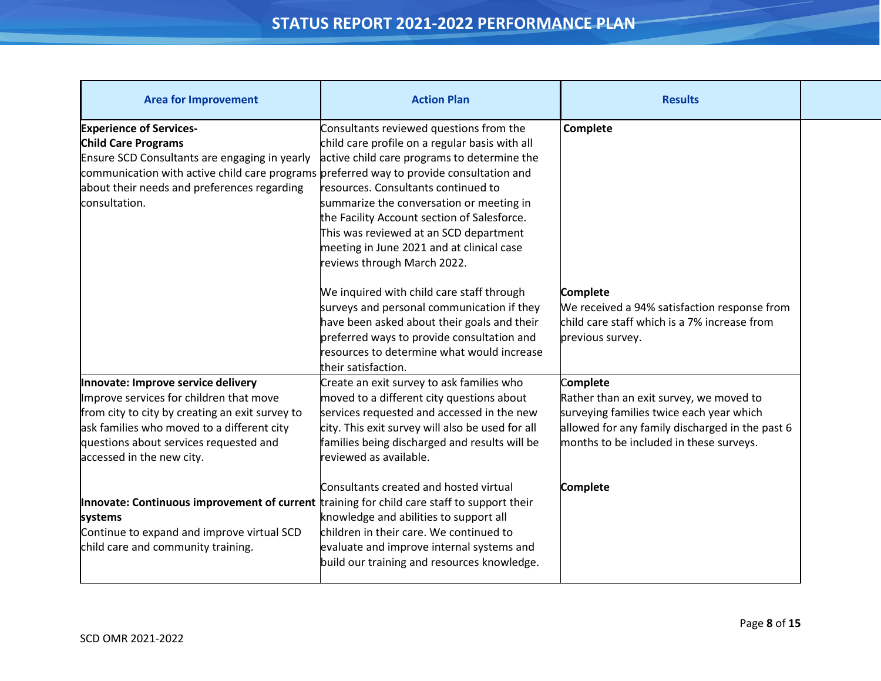## STATUS REPORT 2021-2022 PERFORMANCE PLAN

| Area for Improvement | Action Plan | Results |
|---|---|---|
| **Experience of Services- Child Care Programs**<br>Ensure SCD Consultants are engaging in yearly communication with active child care programs about their needs and preferences regarding consultation. | Consultants reviewed questions from the child care profile on a regular basis with all active child care programs to determine the preferred way to provide consultation and resources. Consultants continued to summarize the conversation or meeting in the Facility Account section of Salesforce. This was reviewed at an SCD department meeting in June 2021 and at clinical case reviews through March 2022. | **Complete** |
| | We inquired with child care staff through surveys and personal communication if they have been asked about their goals and their preferred ways to provide consultation and resources to determine what would increase their satisfaction. | **Complete**<br>We received a 94% satisfaction response from child care staff which is a 7% increase from previous survey. |
| **Innovate: Improve service delivery**<br>Improve services for children that move from city to city by creating an exit survey to ask families who moved to a different city questions about services requested and accessed in the new city. | Create an exit survey to ask families who moved to a different city questions about services requested and accessed in the new city. This exit survey will also be used for all families being discharged and results will be reviewed as available. | **Complete**<br>Rather than an exit survey, we moved to surveying families twice each year which allowed for any family discharged in the past 6 months to be included in these surveys. |
| **Innovate: Continuous improvement of current systems**<br>Continue to expand and improve virtual SCD child care and community training. | Consultants created and hosted virtual training for child care staff to support their knowledge and abilities to support all children in their care. We continued to evaluate and improve internal systems and build our training and resources knowledge. | **Complete** |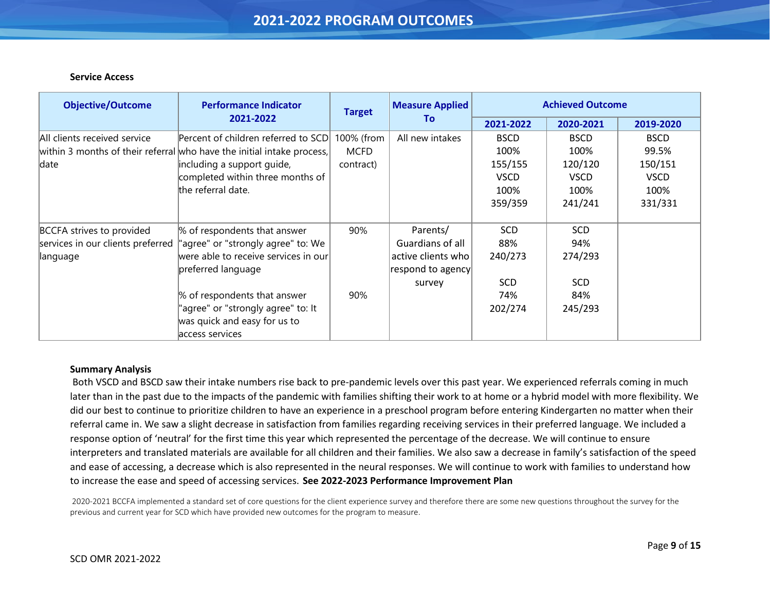# 2021-2022 PROGRAM OUTCOMES

**Service Access**

| Objective/Outcome | Performance Indicator 2021-2022 | Target | Measure Applied To | Achieved Outcome | | |
|---|---|---|---|---|---|---|
| | | | | 2021-2022 | 2020-2021 | 2019-2020 |
| All clients received service within 3 months of their referral date | Percent of children referred to SCD who have the initial intake process, including a support guide, completed within three months of the referral date. | 100% (from MCFD contract) | All new intakes | BSCD 100% 155/155 VSCD 100% 359/359 | BSCD 100% 120/120 VSCD 100% 241/241 | BSCD 99.5% 150/151 VSCD 100% 331/331 |
| BCCFA strives to provided services in our clients preferred language | % of respondents that answer "agree" or "strongly agree" to: We were able to receive services in our preferred language | 90% | Parents/ Guardians of all active clients who respond to agency survey | SCD 88% 240/273 | SCD 94% 274/293 | |
| | % of respondents that answer "agree" or "strongly agree" to: It was quick and easy for us to access services | 90% | | SCD 74% 202/274 | SCD 84% 245/293 | |

**Summary Analysis**

Both VSCD and BSCD saw their intake numbers rise back to pre-pandemic levels over this past year. We experienced referrals coming in much later than in the past due to the impacts of the pandemic with families shifting their work to at home or a hybrid model with more flexibility. We did our best to continue to prioritize children to have an experience in a preschool program before entering Kindergarten no matter when their referral came in. We saw a slight decrease in satisfaction from families regarding receiving services in their preferred language. We included a response option of 'neutral' for the first time this year which represented the percentage of the decrease. We will continue to ensure interpreters and translated materials are available for all children and their families. We also saw a decrease in family's satisfaction of the speed and ease of accessing, a decrease which is also represented in the neural responses. We will continue to work with families to understand how to increase the ease and speed of accessing services. **See 2022-2023 Performance Improvement Plan**

2020-2021 BCCFA implemented a standard set of core questions for the client experience survey and therefore there are some new questions throughout the survey for the previous and current year for SCD which have provided new outcomes for the program to measure.

SCD OMR 2021-2022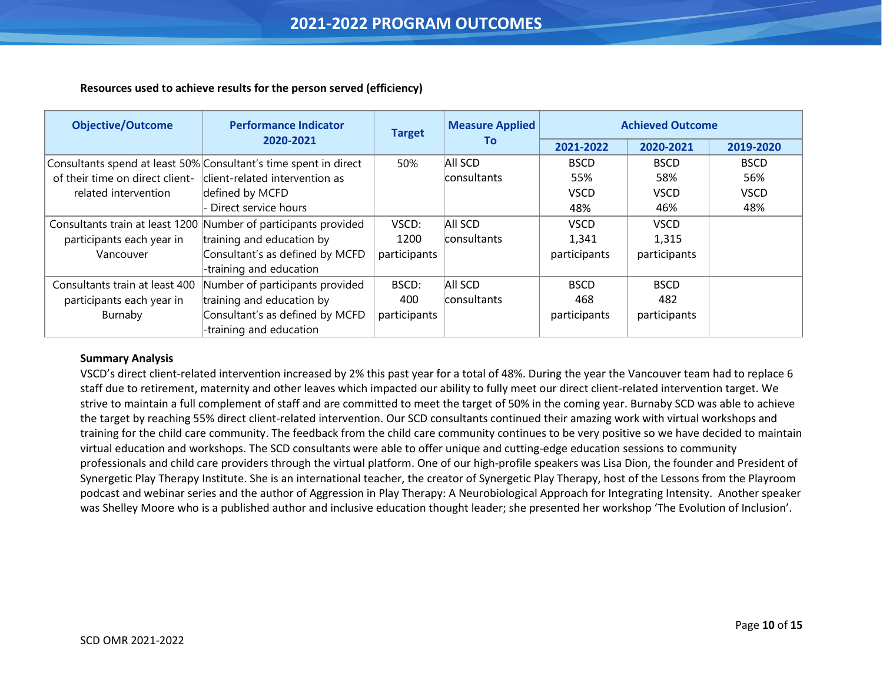## 2021-2022 PROGRAM OUTCOMES

**Resources used to achieve results for the person served (efficiency)**

| Objective/Outcome | Performance Indicator 2020-2021 | Target | Measure Applied To | Achieved Outcome | | |
|---|---|---|---|---|---|---|
| | | | | 2021-2022 | 2020-2021 | 2019-2020 |
| Consultants spend at least 50% of their time on direct client-related intervention | Consultant's time spent in direct client-related intervention as defined by MCFD - Direct service hours | 50% | All SCD consultants | BSCD 55% VSCD 48% | BSCD 58% VSCD 46% | BSCD 56% VSCD 48% |
| Consultants train at least 1200 participants each year in Vancouver | Number of participants provided training and education by Consultant's as defined by MCFD -training and education | VSCD: 1200 participants | All SCD consultants | VSCD 1,341 participants | VSCD 1,315 participants | |
| Consultants train at least 400 participants each year in Burnaby | Number of participants provided training and education by Consultant's as defined by MCFD -training and education | BSCD: 400 participants | All SCD consultants | BSCD 468 participants | BSCD 482 participants | |

**Summary Analysis**

VSCD's direct client-related intervention increased by 2% this past year for a total of 48%. During the year the Vancouver team had to replace 6 staff due to retirement, maternity and other leaves which impacted our ability to fully meet our direct client-related intervention target. We strive to maintain a full complement of staff and are committed to meet the target of 50% in the coming year. Burnaby SCD was able to achieve the target by reaching 55% direct client-related intervention. Our SCD consultants continued their amazing work with virtual workshops and training for the child care community. The feedback from the child care community continues to be very positive so we have decided to maintain virtual education and workshops. The SCD consultants were able to offer unique and cutting-edge education sessions to community professionals and child care providers through the virtual platform. One of our high-profile speakers was Lisa Dion, the founder and President of Synergetic Play Therapy Institute. She is an international teacher, the creator of Synergetic Play Therapy, host of the Lessons from the Playroom podcast and webinar series and the author of Aggression in Play Therapy: A Neurobiological Approach for Integrating Intensity. Another speaker was Shelley Moore who is a published author and inclusive education thought leader; she presented her workshop 'The Evolution of Inclusion'.

SCD OMR 2021-2022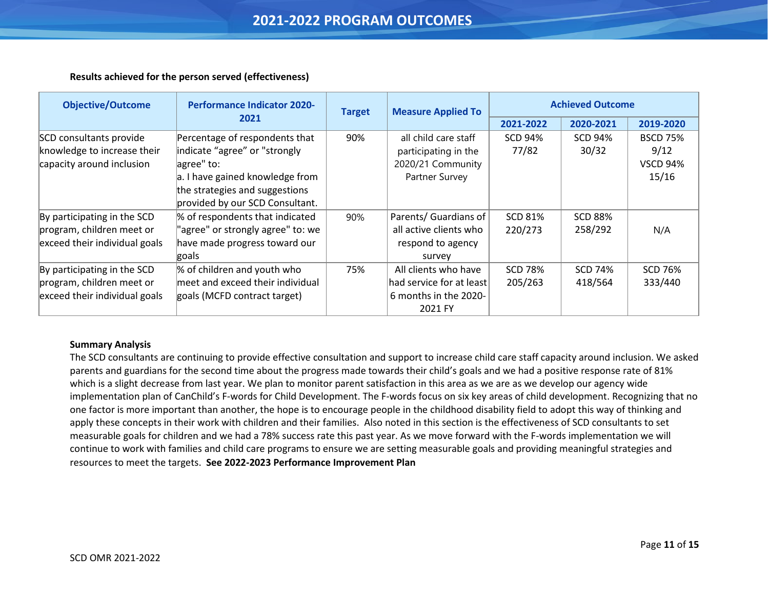# 2021-2022 PROGRAM OUTCOMES

**Results achieved for the person served (effectiveness)**

| Objective/Outcome | Performance Indicator 2020-2021 | Target | Measure Applied To | Achieved Outcome | | |
|---|---|---|---|---|---|---|
| | | | | 2021-2022 | 2020-2021 | 2019-2020 |
| SCD consultants provide knowledge to increase their capacity around inclusion | Percentage of respondents that indicate "agree" or "strongly agree" to:<br>a. I have gained knowledge from the strategies and suggestions provided by our SCD Consultant. | 90% | all child care staff participating in the 2020/21 Community Partner Survey | SCD 94%<br>77/82 | SCD 94%<br>30/32 | BSCD 75%<br>9/12<br>VSCD 94%<br>15/16 |
| By participating in the SCD program, children meet or exceed their individual goals | % of respondents that indicated "agree" or strongly agree" to: we have made progress toward our goals | 90% | Parents/ Guardians of all active clients who respond to agency survey | SCD 81%<br>220/273 | SCD 88%<br>258/292 | N/A |
| By participating in the SCD program, children meet or exceed their individual goals | % of children and youth who meet and exceed their individual goals (MCFD contract target) | 75% | All clients who have had service for at least 6 months in the 2020-2021 FY | SCD 78%<br>205/263 | SCD 74%<br>418/564 | SCD 76%<br>333/440 |

**Summary Analysis**

The SCD consultants are continuing to provide effective consultation and support to increase child care staff capacity around inclusion. We asked parents and guardians for the second time about the progress made towards their child's goals and we had a positive response rate of 81% which is a slight decrease from last year. We plan to monitor parent satisfaction in this area as we are as we develop our agency wide implementation plan of CanChild's F-words for Child Development. The F-words focus on six key areas of child development. Recognizing that no one factor is more important than another, the hope is to encourage people in the childhood disability field to adopt this way of thinking and apply these concepts in their work with children and their families. Also noted in this section is the effectiveness of SCD consultants to set measurable goals for children and we had a 78% success rate this past year. As we move forward with the F-words implementation we will continue to work with families and child care programs to ensure we are setting measurable goals and providing meaningful strategies and resources to meet the targets. **See 2022-2023 Performance Improvement Plan**

SCD OMR 2021-2022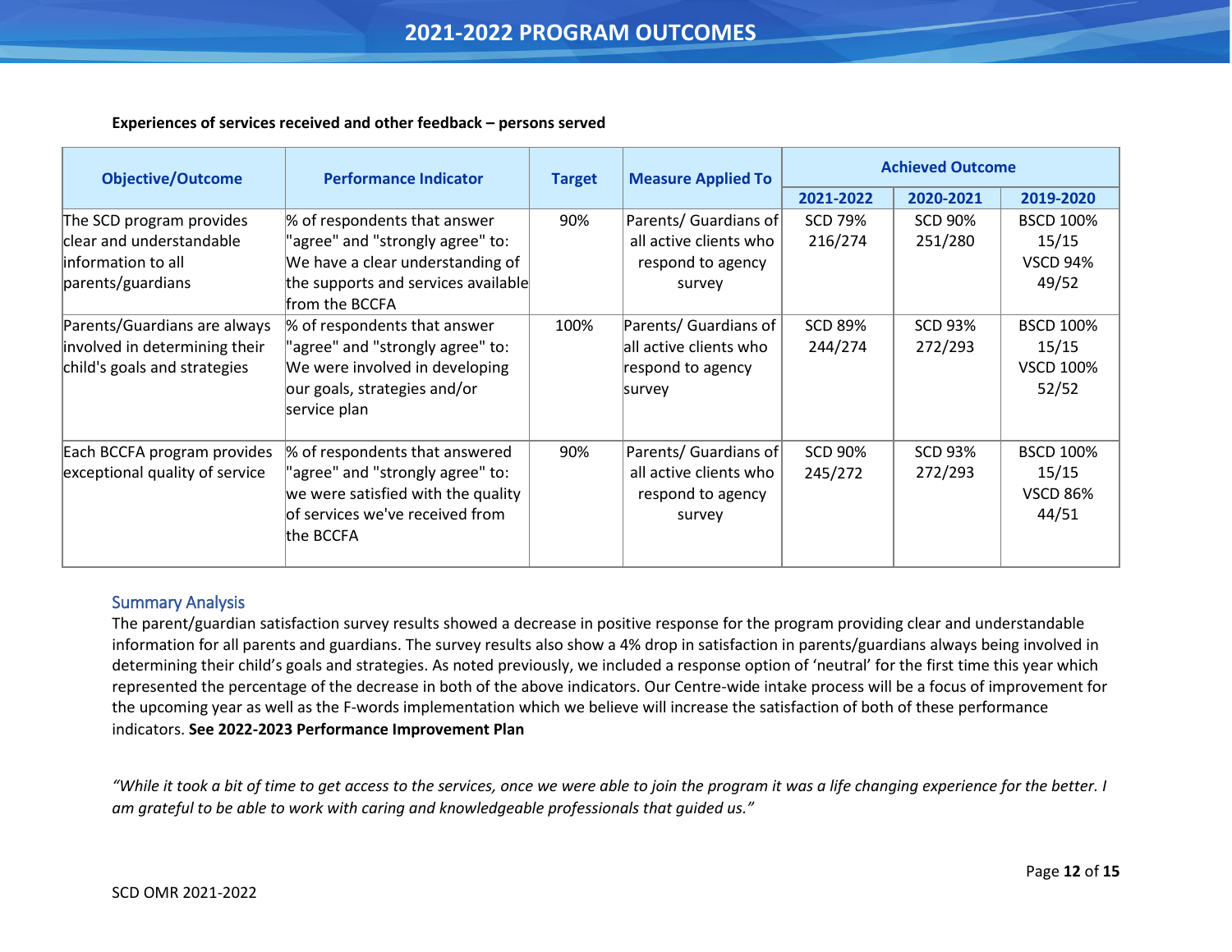# 2021-2022 PROGRAM OUTCOMES

**Experiences of services received and other feedback – persons served**

| Objective/Outcome | Performance Indicator | Target | Measure Applied To | Achieved Outcome | | |
|---|---|---|---|---|---|---|
| | | | | 2021-2022 | 2020-2021 | 2019-2020 |
| The SCD program provides clear and understandable information to all parents/guardians | % of respondents that answer "agree" and "strongly agree" to: We have a clear understanding of the supports and services available from the BCCFA | 90% | Parents/ Guardians of all active clients who respond to agency survey | SCD 79% 216/274 | SCD 90% 251/280 | BSCD 100% 15/15 VSCD 94% 49/52 |
| Parents/Guardians are always involved in determining their child's goals and strategies | % of respondents that answer "agree" and "strongly agree" to: We were involved in developing our goals, strategies and/or service plan | 100% | Parents/ Guardians of all active clients who respond to agency survey | SCD 89% 244/274 | SCD 93% 272/293 | BSCD 100% 15/15 VSCD 100% 52/52 |
| Each BCCFA program provides exceptional quality of service | % of respondents that answered "agree" and "strongly agree" to: we were satisfied with the quality of services we've received from the BCCFA | 90% | Parents/ Guardians of all active clients who respond to agency survey | SCD 90% 245/272 | SCD 93% 272/293 | BSCD 100% 15/15 VSCD 86% 44/51 |

## Summary Analysis

The parent/guardian satisfaction survey results showed a decrease in positive response for the program providing clear and understandable information for all parents and guardians. The survey results also show a 4% drop in satisfaction in parents/guardians always being involved in determining their child's goals and strategies. As noted previously, we included a response option of 'neutral' for the first time this year which represented the percentage of the decrease in both of the above indicators. Our Centre-wide intake process will be a focus of improvement for the upcoming year as well as the F-words implementation which we believe will increase the satisfaction of both of these performance indicators. **See 2022-2023 Performance Improvement Plan**

*"While it took a bit of time to get access to the services, once we were able to join the program it was a life changing experience for the better. I am grateful to be able to work with caring and knowledgeable professionals that guided us."*

SCD OMR 2021-2022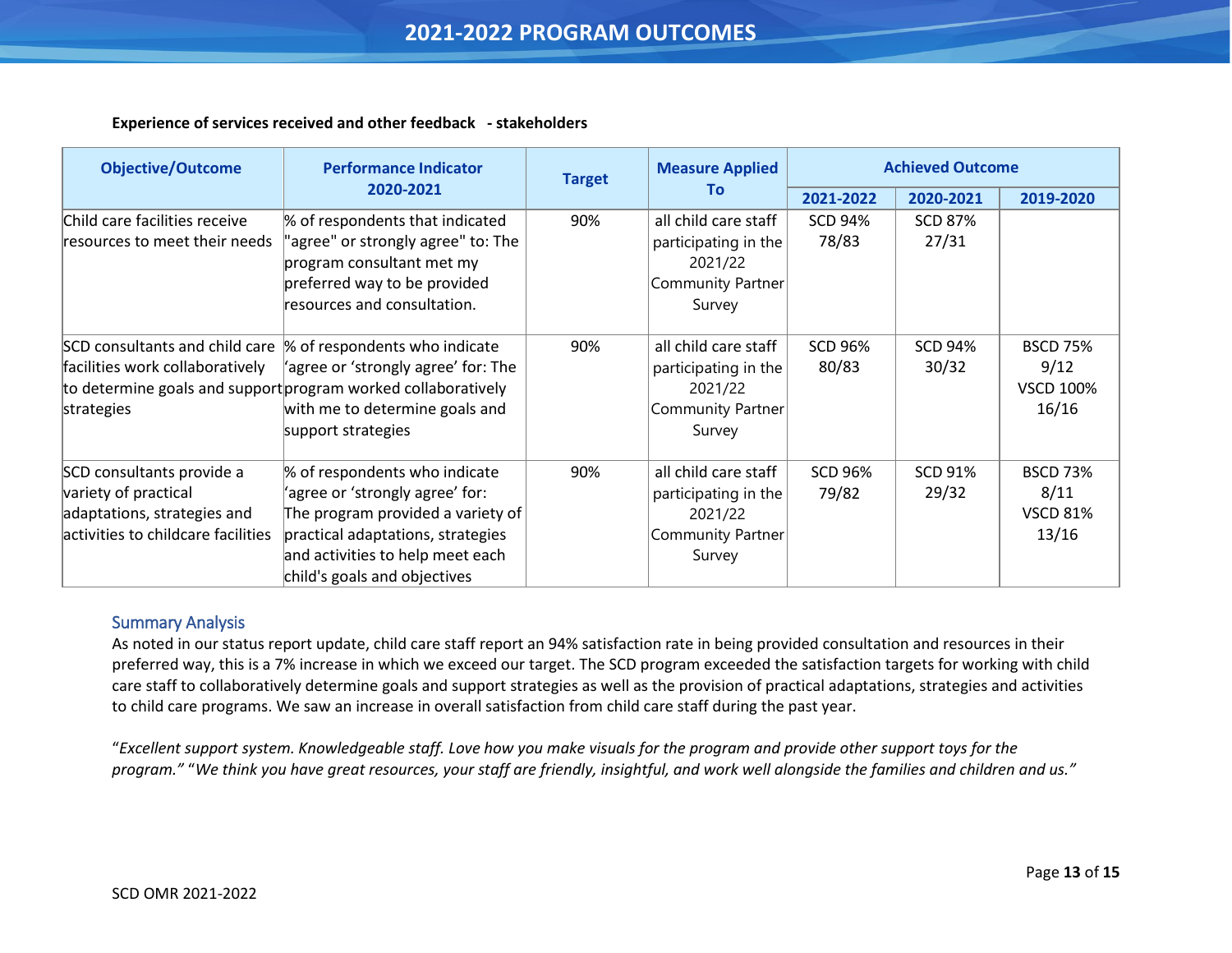# 2021-2022 PROGRAM OUTCOMES

**Experience of services received and other feedback - stakeholders**

| Objective/Outcome | Performance Indicator 2020-2021 | Target | Measure Applied To | Achieved Outcome | | |
|---|---|---|---|---|---|---|
| | | | | 2021-2022 | 2020-2021 | 2019-2020 |
| Child care facilities receive resources to meet their needs | % of respondents that indicated "agree" or strongly agree" to: The program consultant met my preferred way to be provided resources and consultation. | 90% | all child care staff participating in the 2021/22 Community Partner Survey | SCD 94% 78/83 | SCD 87% 27/31 | |
| SCD consultants and child care facilities work collaboratively to determine goals and support strategies | % of respondents who indicate 'agree or 'strongly agree' for: The program worked collaboratively with me to determine goals and support strategies | 90% | all child care staff participating in the 2021/22 Community Partner Survey | SCD 96% 80/83 | SCD 94% 30/32 | BSCD 75% 9/12 VSCD 100% 16/16 |
| SCD consultants provide a variety of practical adaptations, strategies and activities to childcare facilities | % of respondents who indicate 'agree or 'strongly agree' for: The program provided a variety of practical adaptations, strategies and activities to help meet each child's goals and objectives | 90% | all child care staff participating in the 2021/22 Community Partner Survey | SCD 96% 79/82 | SCD 91% 29/32 | BSCD 73% 8/11 VSCD 81% 13/16 |

## Summary Analysis

As noted in our status report update, child care staff report an 94% satisfaction rate in being provided consultation and resources in their preferred way, this is a 7% increase in which we exceed our target. The SCD program exceeded the satisfaction targets for working with child care staff to collaboratively determine goals and support strategies as well as the provision of practical adaptations, strategies and activities to child care programs. We saw an increase in overall satisfaction from child care staff during the past year.

"*Excellent support system. Knowledgeable staff. Love how you make visuals for the program and provide other support toys for the program.*" "*We think you have great resources, your staff are friendly, insightful, and work well alongside the families and children and us.*"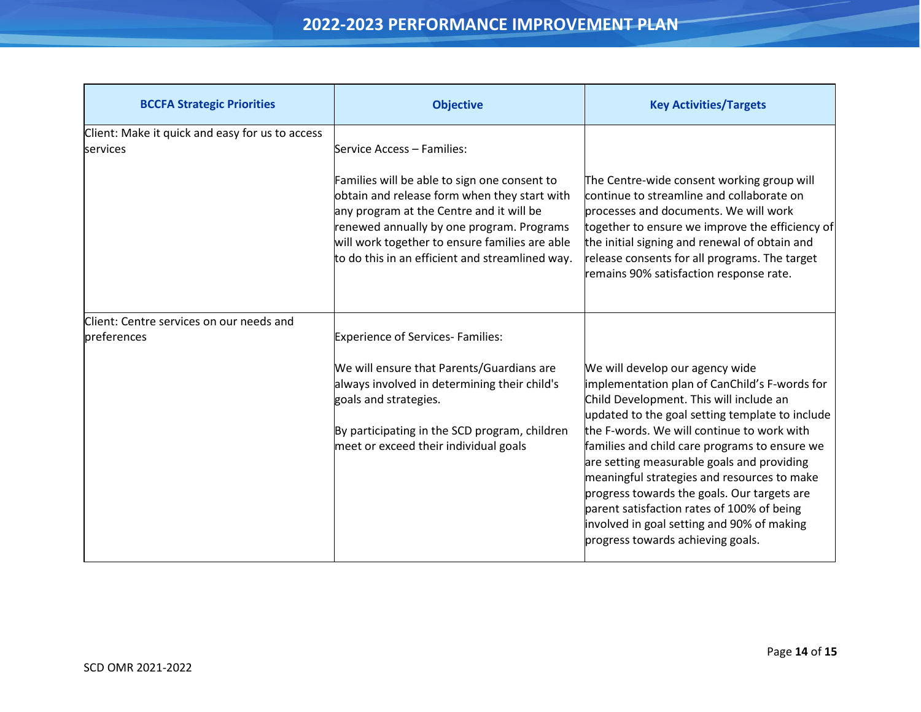# 2022-2023 PERFORMANCE IMPROVEMENT PLAN

| BCCFA Strategic Priorities | Objective | Key Activities/Targets |
|---|---|---|
| Client: Make it quick and easy for us to access services | Service Access – Families:<br><br>Families will be able to sign one consent to obtain and release form when they start with any program at the Centre and it will be renewed annually by one program. Programs will work together to ensure families are able to do this in an efficient and streamlined way. | The Centre-wide consent working group will continue to streamline and collaborate on processes and documents. We will work together to ensure we improve the efficiency of the initial signing and renewal of obtain and release consents for all programs. The target remains 90% satisfaction response rate. |
| Client: Centre services on our needs and preferences | Experience of Services- Families:<br><br>We will ensure that Parents/Guardians are always involved in determining their child's goals and strategies.<br><br>By participating in the SCD program, children meet or exceed their individual goals | We will develop our agency wide implementation plan of CanChild's F-words for Child Development. This will include an updated to the goal setting template to include the F-words. We will continue to work with families and child care programs to ensure we are setting measurable goals and providing meaningful strategies and resources to make progress towards the goals. Our targets are parent satisfaction rates of 100% of being involved in goal setting and 90% of making progress towards achieving goals. |

SCD OMR 2021-2022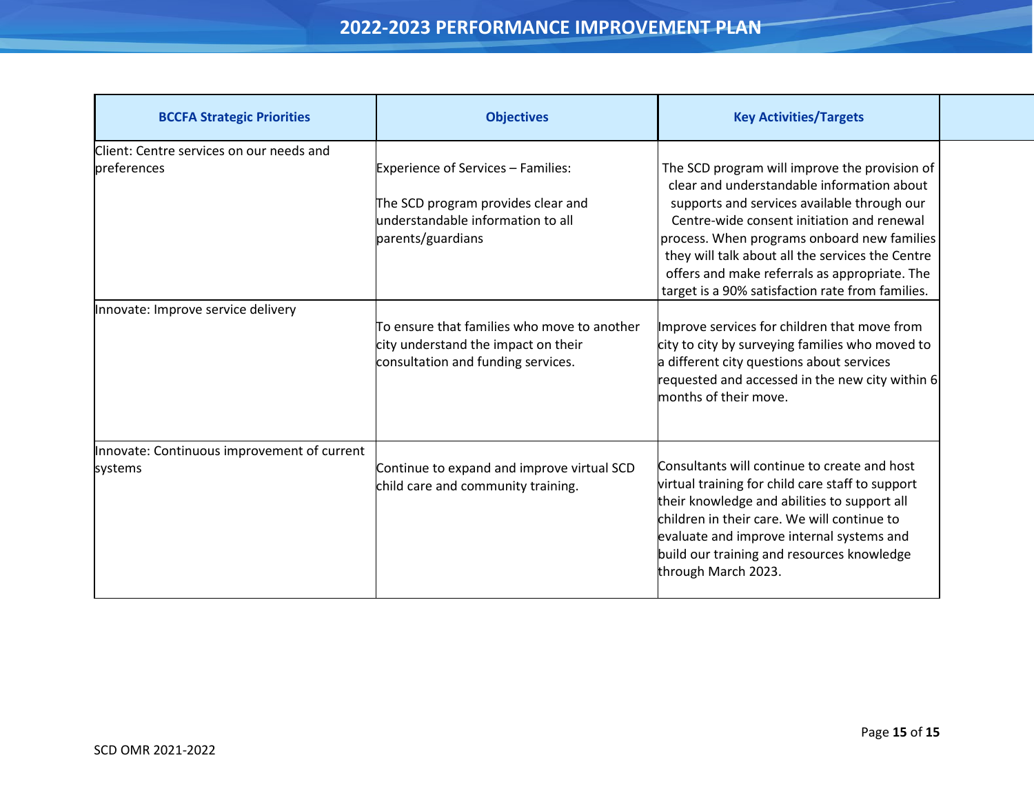## 2022-2023 PERFORMANCE IMPROVEMENT PLAN

| BCCFA Strategic Priorities | Objectives | Key Activities/Targets |
|---|---|---|
| Client: Centre services on our needs and preferences | Experience of Services – Families:<br><br>The SCD program provides clear and understandable information to all parents/guardians | The SCD program will improve the provision of clear and understandable information about supports and services available through our Centre-wide consent initiation and renewal process. When programs onboard new families they will talk about all the services the Centre offers and make referrals as appropriate. The target is a 90% satisfaction rate from families. |
| Innovate: Improve service delivery | To ensure that families who move to another city understand the impact on their consultation and funding services. | Improve services for children that move from city to city by surveying families who moved to a different city questions about services requested and accessed in the new city within 6 months of their move. |
| Innovate: Continuous improvement of current systems | Continue to expand and improve virtual SCD child care and community training. | Consultants will continue to create and host virtual training for child care staff to support their knowledge and abilities to support all children in their care. We will continue to evaluate and improve internal systems and build our training and resources knowledge through March 2023. |